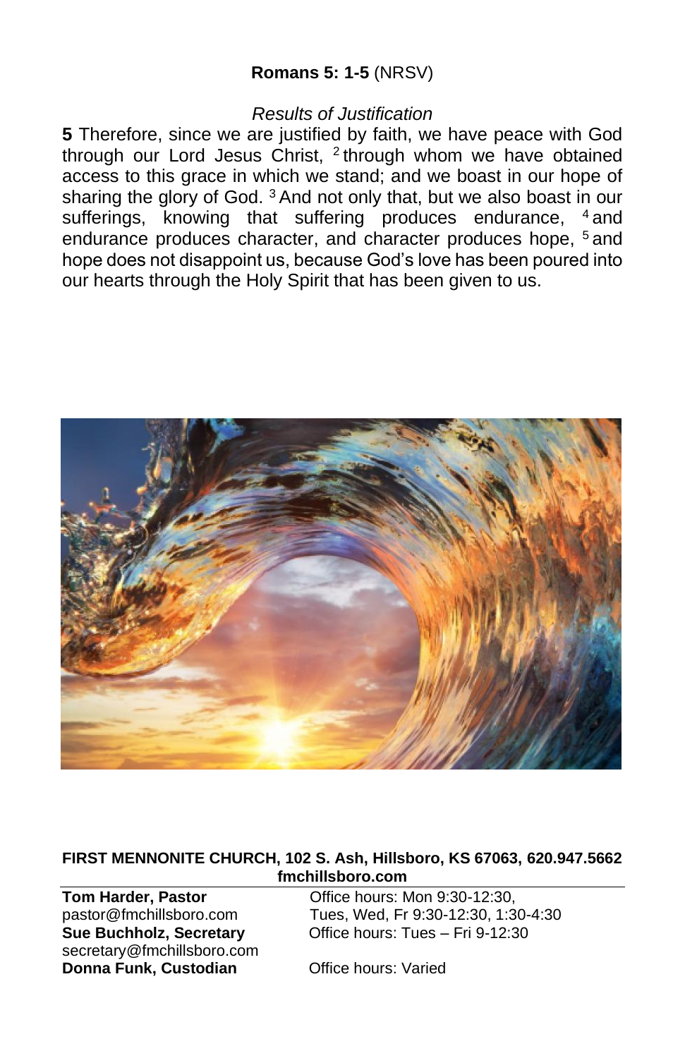**Romans 5: 1-5** (NRSV)

*Results of Justification*

**5** Therefore, since we are justified by faith, we have peace with God through our Lord Jesus Christ, [2] through whom we have obtained access to this grace in which we stand; and we boast in our hope of sharing the glory of God. [3] And not only that, but we also boast in our sufferings, knowing that suffering produces endurance, [4] and endurance produces character, and character produces hope, [5] and hope does not disappoint us, because God's love has been poured into our hearts through the Holy Spirit that has been given to us.

**FIRST MENNONITE CHURCH, 102 S. Ash, Hillsboro, KS 67063, 620.947.5662**
**fmchillsboro.com**

**Tom Harder, Pastor**
pastor@fmchillsboro.com
Office hours: Mon 9:30-12:30, Tues, Wed, Fr 9:30-12:30, 1:30-4:30

**Sue Buchholz, Secretary**
secretary@fmchillsboro.com
Office hours: Tues – Fri 9-12:30

**Donna Funk, Custodian**
Office hours: Varied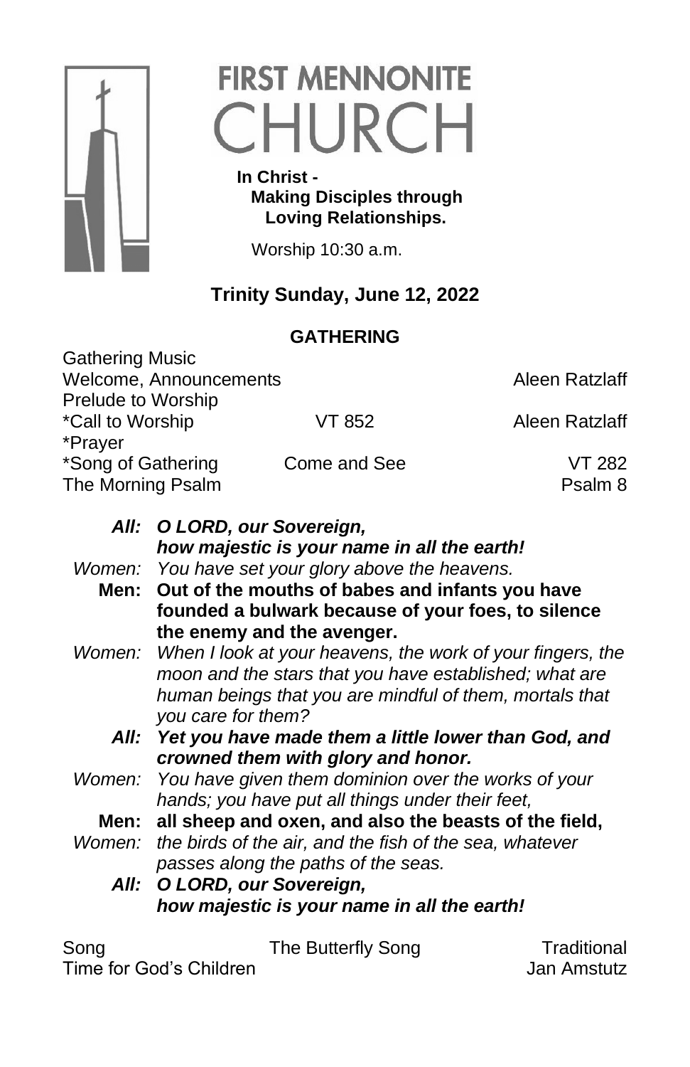# FIRST MENNONITE CHURCH

**In Christ - Making Disciples through Loving Relationships.**

Worship 10:30 a.m.

## Trinity Sunday, June 12, 2022

### GATHERING

Gathering Music
Welcome, Announcements — Aleen Ratzlaff
Prelude to Worship
*Call to Worship — VT 852 — Aleen Ratzlaff
*Prayer
*Song of Gathering — Come and See — VT 282
The Morning Psalm — Psalm 8

***All:*** ***O LORD, our Sovereign, how majestic is your name in all the earth!***

*Women:* *You have set your glory above the heavens.*

**Men:** **Out of the mouths of babes and infants you have founded a bulwark because of your foes, to silence the enemy and the avenger.**

*Women:* *When I look at your heavens, the work of your fingers, the moon and the stars that you have established; what are human beings that you are mindful of them, mortals that you care for them?*

***All:*** ***Yet you have made them a little lower than God, and crowned them with glory and honor.***

*Women:* *You have given them dominion over the works of your hands; you have put all things under their feet,*

**Men:** **all sheep and oxen, and also the beasts of the field,**

*Women:* *the birds of the air, and the fish of the sea, whatever passes along the paths of the seas.*

***All:*** ***O LORD, our Sovereign, how majestic is your name in all the earth!***

Song — The Butterfly Song — Traditional
Time for God's Children — Jan Amstutz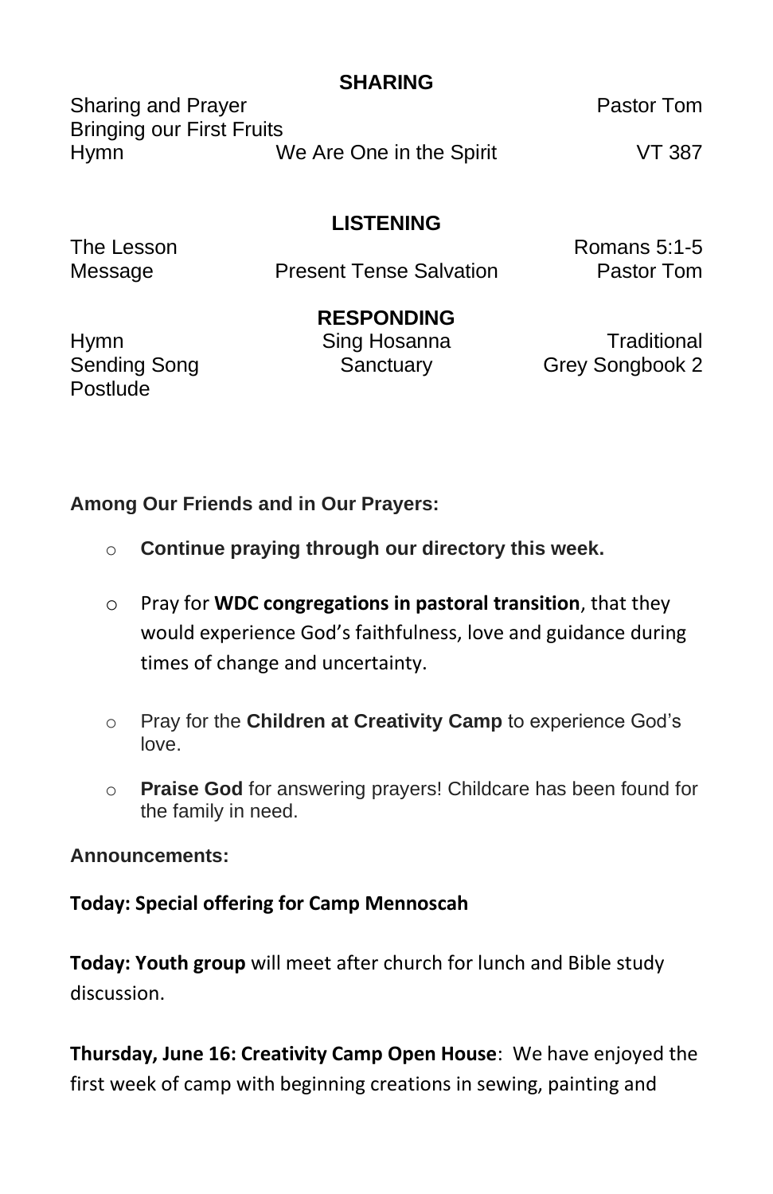**SHARING**

| | | |
|---|---|---|
| Sharing and Prayer | | Pastor Tom |
| Bringing our First Fruits | | |
| Hymn | We Are One in the Spirit | VT 387 |

**LISTENING**

| | | |
|---|---|---|
| The Lesson | | Romans 5:1-5 |
| Message | Present Tense Salvation | Pastor Tom |

**RESPONDING**

| | | |
|---|---|---|
| Hymn | Sing Hosanna | Traditional |
| Sending Song | Sanctuary | Grey Songbook 2 |
| Postlude | | |

**Among Our Friends and in Our Prayers:**

- **Continue praying through our directory this week.**
- Pray for **WDC congregations in pastoral transition**, that they would experience God's faithfulness, love and guidance during times of change and uncertainty.
- Pray for the **Children at Creativity Camp** to experience God's love.
- **Praise God** for answering prayers! Childcare has been found for the family in need.

**Announcements:**

**Today: Special offering for Camp Mennoscah**

**Today: Youth group** will meet after church for lunch and Bible study discussion.

**Thursday, June 16: Creativity Camp Open House**: We have enjoyed the first week of camp with beginning creations in sewing, painting and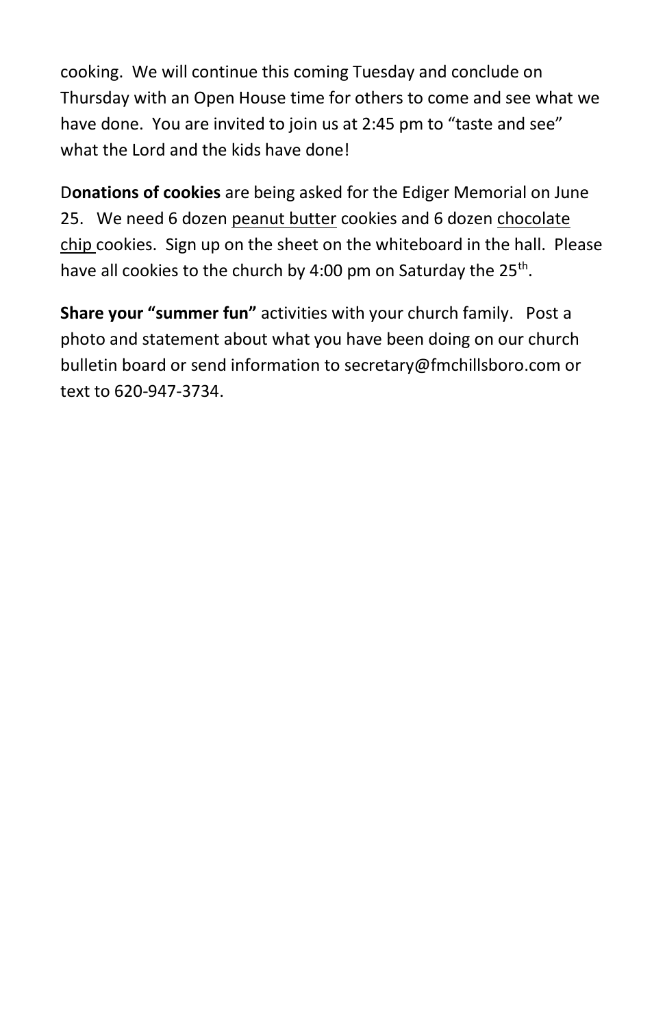cooking. We will continue this coming Tuesday and conclude on Thursday with an Open House time for others to come and see what we have done. You are invited to join us at 2:45 pm to "taste and see" what the Lord and the kids have done!

D**onations of cookies** are being asked for the Ediger Memorial on June 25. We need 6 dozen peanut butter cookies and 6 dozen chocolate chip cookies. Sign up on the sheet on the whiteboard in the hall. Please have all cookies to the church by 4:00 pm on Saturday the 25th.

**Share your "summer fun"** activities with your church family. Post a photo and statement about what you have been doing on our church bulletin board or send information to secretary@fmchillsboro.com or text to 620-947-3734.